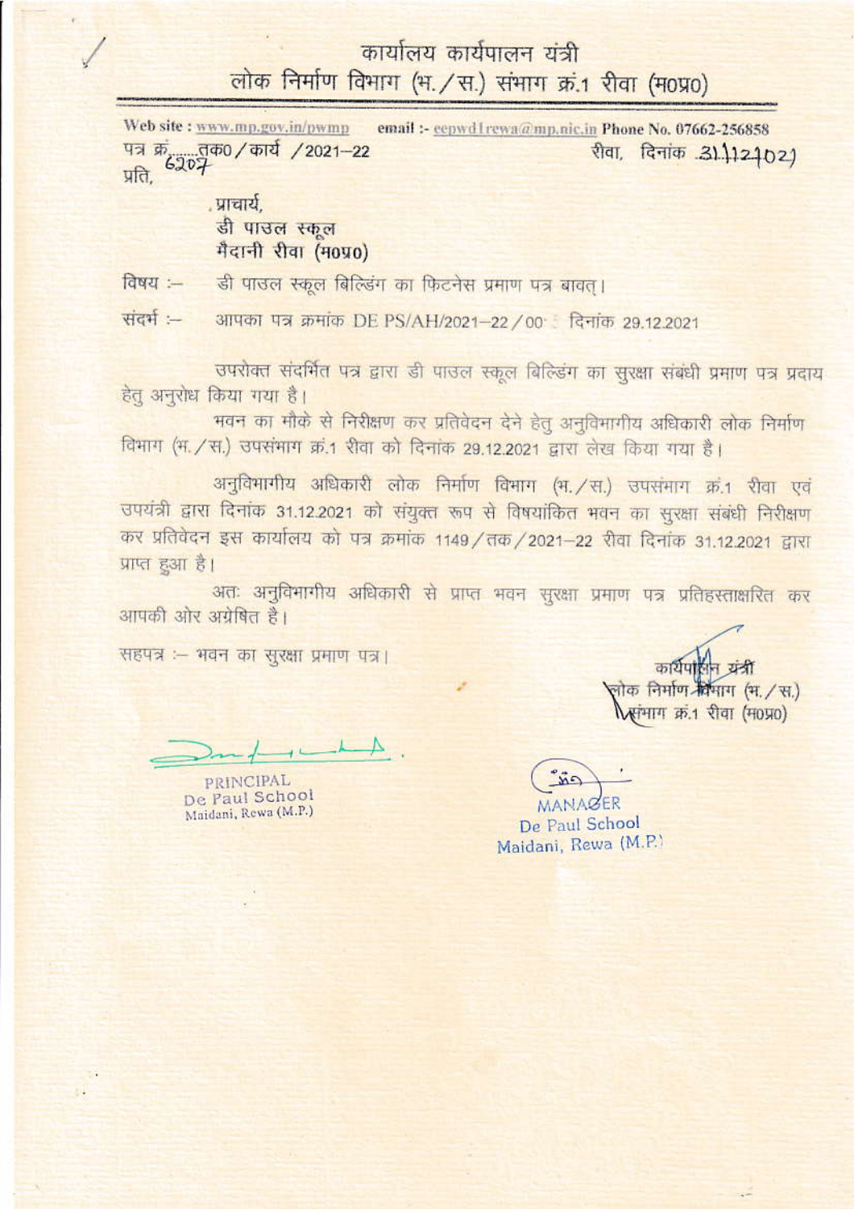# कार्यालय कार्यपालन यंत्री
## लोक निर्माण विभाग (भ./स.) संभाग क्रं.1 रीवा (म0प्र0)

Web site : www.mp.gov.in/pwmp email :- eepwd1rewa@mp.nic.in Phone No. 07662-256858

पत्र क्रं. 6207 तक0/कार्य /2021–22 रीवा, दिनांक 31/12/2021

प्रति,

प्राचार्य,
डी पाउल स्कूल
मैदानी रीवा (म0प्र0)

विषय :– डी पाउल स्कूल बिल्डिंग का फिटनेस प्रमाण पत्र बावत्।

संदर्भ :– आपका पत्र क्रमांक DE PS/AH/2021–22/00 दिनांक 29.12.2021

उपरोक्त संदर्भित पत्र द्वारा डी पाउल स्कूल बिल्डिंग का सुरक्षा संबंधी प्रमाण पत्र प्रदाय हेतु अनुरोध किया गया है।

भवन का मौके से निरीक्षण कर प्रतिवेदन देने हेतु अनुविभागीय अधिकारी लोक निर्माण विभाग (भ./स.) उपसंभाग क्रं.1 रीवा को दिनांक 29.12.2021 द्वारा लेख किया गया है।

अनुविभागीय अधिकारी लोक निर्माण विभाग (भ./स.) उपसंभाग क्रं.1 रीवा एवं उपयंत्री द्वारा दिनांक 31.12.2021 को संयुक्त रूप से विषयांकित भवन का सुरक्षा संबंधी निरीक्षण कर प्रतिवेदन इस कार्यालय को पत्र क्रमांक 1149/तक/2021–22 रीवा दिनांक 31.12.2021 द्वारा प्राप्त हुआ है।

अतः अनुविभागीय अधिकारी से प्राप्त भवन सुरक्षा प्रमाण पत्र प्रतिहस्ताक्षरित कर आपकी ओर अग्रेषित है।

सहपत्र :– भवन का सुरक्षा प्रमाण पत्र।

कार्यपालन यंत्री
लोक निर्माण विभाग (भ./स.)
संभाग क्रं.1 रीवा (म0प्र0)

PRINCIPAL
De Paul School
Maidani, Rewa (M.P.)

MANAGER
De Paul School
Maidani, Rewa (M.P.)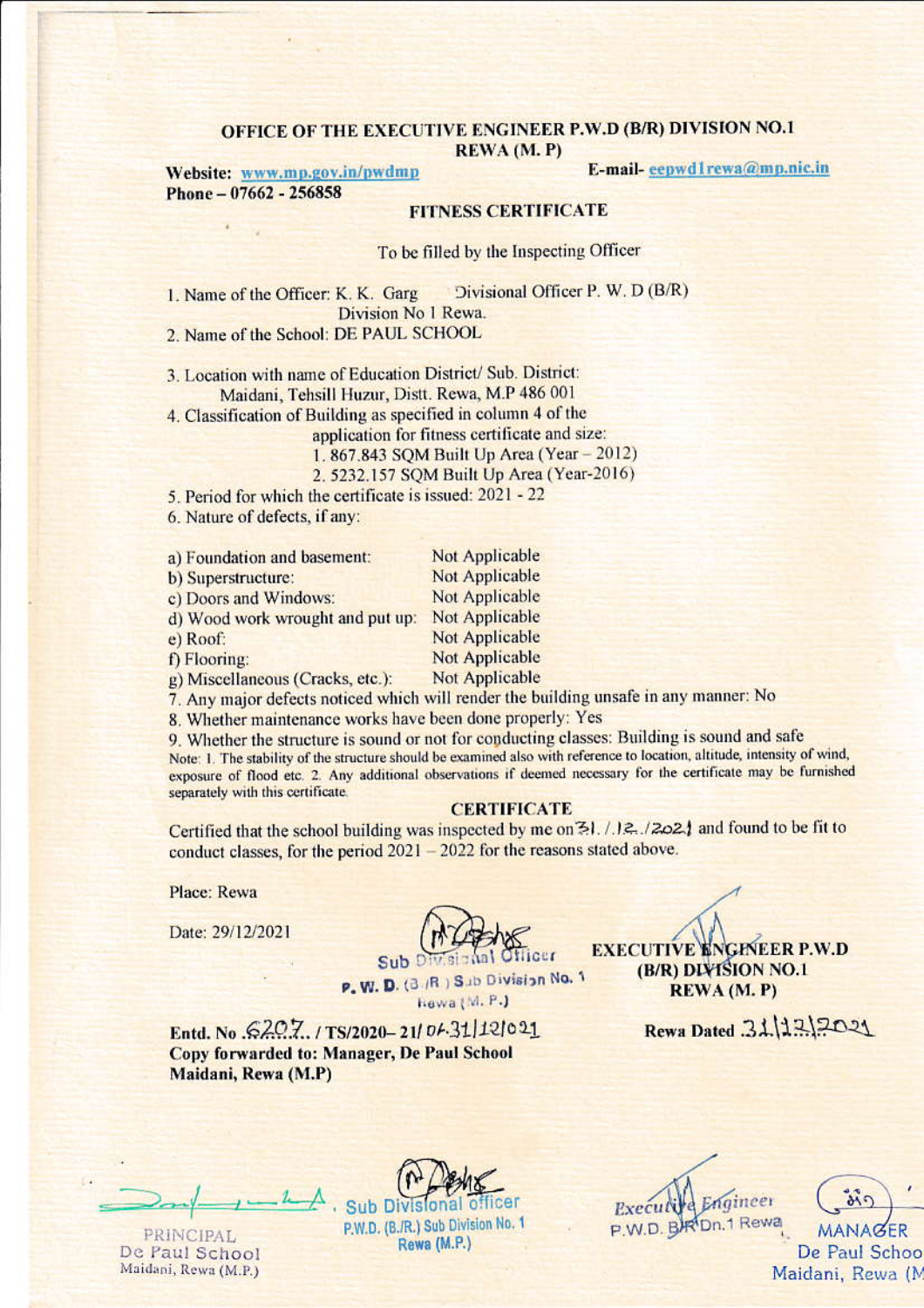## OFFICE OF THE EXECUTIVE ENGINEER P.W.D (B/R) DIVISION NO.1
## REWA (M. P)

**Website:** www.mp.gov.in/pwdmp
**E-mail-** eepwd1rewa@mp.nic.in
**Phone – 07662 - 256858**

### FITNESS CERTIFICATE

To be filled by the Inspecting Officer

1. Name of the Officer: K. K. Garg Divisional Officer P. W. D (B/R) Division No 1 Rewa.
2. Name of the School: DE PAUL SCHOOL
3. Location with name of Education District/ Sub. District: Maidani, Tehsill Huzur, Distt. Rewa, M.P 486 001
4. Classification of Building as specified in column 4 of the application for fitness certificate and size:
   1. 867.843 SQM Built Up Area (Year – 2012)
   2. 5232.157 SQM Built Up Area (Year-2016)
5. Period for which the certificate is issued: 2021 - 22
6. Nature of defects, if any:

| | |
|---|---|
| a) Foundation and basement: | Not Applicable |
| b) Superstructure: | Not Applicable |
| c) Doors and Windows: | Not Applicable |
| d) Wood work wrought and put up: | Not Applicable |
| e) Roof: | Not Applicable |
| f) Flooring: | Not Applicable |
| g) Miscellaneous (Cracks, etc.): | Not Applicable |

7. Any major defects noticed which will render the building unsafe in any manner: No
8. Whether maintenance works have been done properly: Yes
9. Whether the structure is sound or not for conducting classes: Building is sound and safe

Note: 1. The stability of the structure should be examined also with reference to location, altitude, intensity of wind, exposure of flood etc. 2. Any additional observations if deemed necessary for the certificate may be furnished separately with this certificate.

### CERTIFICATE

Certified that the school building was inspected by me on 31./.12../2021 and found to be fit to conduct classes, for the period 2021 – 2022 for the reasons stated above.

Place: Rewa

Date: 29/12/2021

Sub Divisional Officer
P. W. D. (B/R) Sub Division No. 1
Rewa (M. P.)

**EXECUTIVE ENGINEER P.W.D (B/R) DIVISION NO.1 REWA (M. P)**

**Entd. No .6207.. / TS/2020– 21/ Dt-31/12/021**
**Rewa Dated 31/12/2021**

**Copy forwarded to: Manager, De Paul School Maidani, Rewa (M.P)**

PRINCIPAL
De Paul School
Maidani, Rewa (M.P.)

Sub Divisional officer
P.W.D. (B./R.) Sub Division No. 1
Rewa (M.P.)

Executive Engineer
P.W.D. B/R Dn.1 Rewa

MANAGER
De Paul School
Maidani, Rewa (M